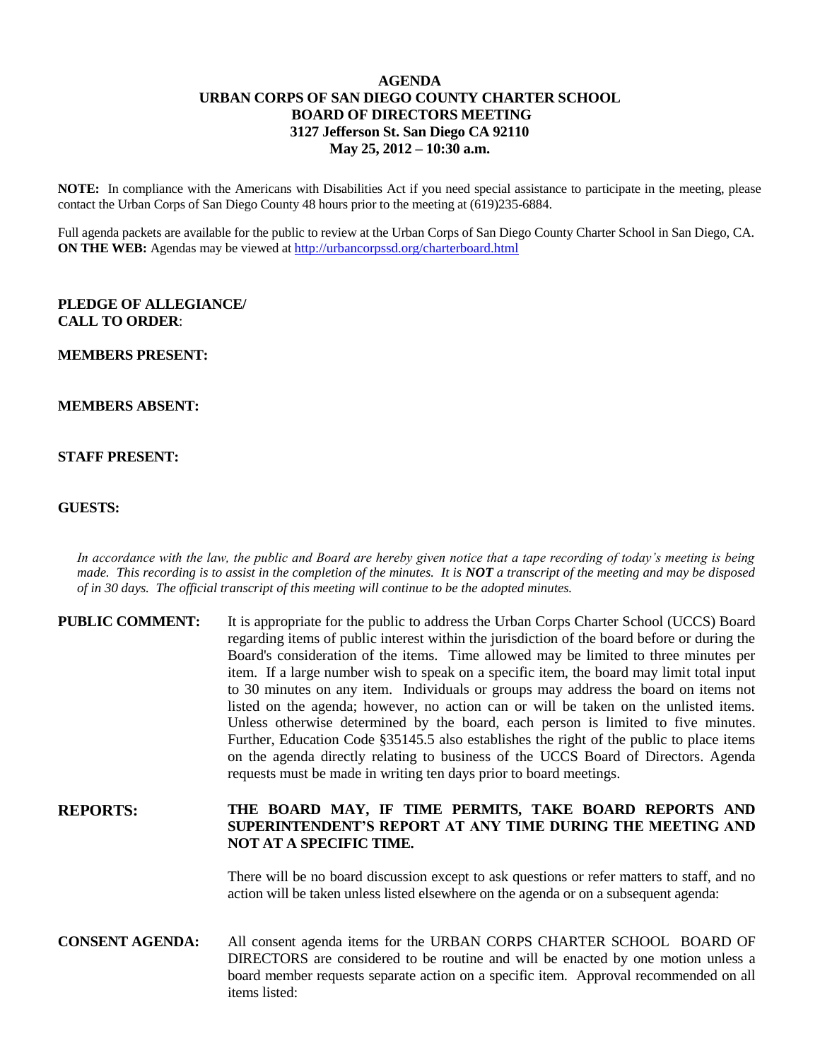# AGENDA
## URBAN CORPS OF SAN DIEGO COUNTY CHARTER SCHOOL
## BOARD OF DIRECTORS MEETING
### 3127 Jefferson St. San Diego CA 92110
### May 25, 2012 – 10:30 a.m.

**NOTE:** In compliance with the Americans with Disabilities Act if you need special assistance to participate in the meeting, please contact the Urban Corps of San Diego County 48 hours prior to the meeting at (619)235-6884.

Full agenda packets are available for the public to review at the Urban Corps of San Diego County Charter School in San Diego, CA.
**ON THE WEB:** Agendas may be viewed at http://urbancorpssd.org/charterboard.html

**PLEDGE OF ALLEGIANCE/**
**CALL TO ORDER**:

**MEMBERS PRESENT:**

**MEMBERS ABSENT:**

**STAFF PRESENT:**

**GUESTS:**

*In accordance with the law, the public and Board are hereby given notice that a tape recording of today's meeting is being made. This recording is to assist in the completion of the minutes. It is **NOT** a transcript of the meeting and may be disposed of in 30 days. The official transcript of this meeting will continue to be the adopted minutes.*

**PUBLIC COMMENT:** It is appropriate for the public to address the Urban Corps Charter School (UCCS) Board regarding items of public interest within the jurisdiction of the board before or during the Board's consideration of the items. Time allowed may be limited to three minutes per item. If a large number wish to speak on a specific item, the board may limit total input to 30 minutes on any item. Individuals or groups may address the board on items not listed on the agenda; however, no action can or will be taken on the unlisted items. Unless otherwise determined by the board, each person is limited to five minutes. Further, Education Code §35145.5 also establishes the right of the public to place items on the agenda directly relating to business of the UCCS Board of Directors. Agenda requests must be made in writing ten days prior to board meetings.

**REPORTS:** **THE BOARD MAY, IF TIME PERMITS, TAKE BOARD REPORTS AND SUPERINTENDENT'S REPORT AT ANY TIME DURING THE MEETING AND NOT AT A SPECIFIC TIME.**

There will be no board discussion except to ask questions or refer matters to staff, and no action will be taken unless listed elsewhere on the agenda or on a subsequent agenda:

**CONSENT AGENDA:** All consent agenda items for the URBAN CORPS CHARTER SCHOOL BOARD OF DIRECTORS are considered to be routine and will be enacted by one motion unless a board member requests separate action on a specific item. Approval recommended on all items listed: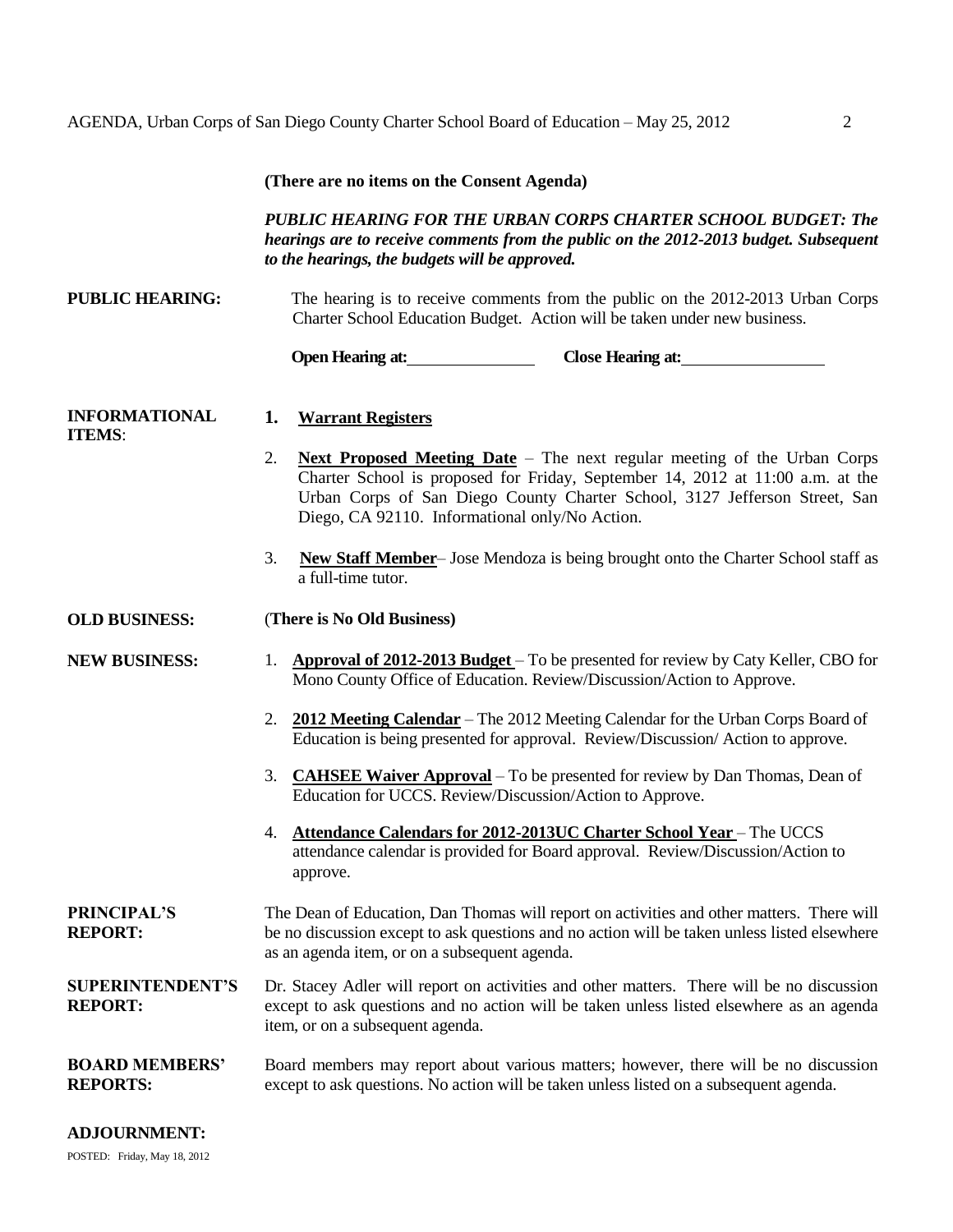**(There are no items on the Consent Agenda)**

***PUBLIC HEARING FOR THE URBAN CORPS CHARTER SCHOOL BUDGET: The hearings are to receive comments from the public on the 2012-2013 budget. Subsequent to the hearings, the budgets will be approved.***

**PUBLIC HEARING:** The hearing is to receive comments from the public on the 2012-2013 Urban Corps Charter School Education Budget. Action will be taken under new business.

**Open Hearing at:**\_\_\_\_\_\_\_\_\_\_\_\_\_\_\_ **Close Hearing at:**\_\_\_\_\_\_\_\_\_\_\_\_\_\_\_\_\_

**INFORMATIONAL ITEMS:**

1. **Warrant Registers**
2. **Next Proposed Meeting Date** – The next regular meeting of the Urban Corps Charter School is proposed for Friday, September 14, 2012 at 11:00 a.m. at the Urban Corps of San Diego County Charter School, 3127 Jefferson Street, San Diego, CA 92110. Informational only/No Action.
3. **New Staff Member**– Jose Mendoza is being brought onto the Charter School staff as a full-time tutor.

**OLD BUSINESS:** (**There is No Old Business)**

**NEW BUSINESS:**

1. **Approval of 2012-2013 Budget** – To be presented for review by Caty Keller, CBO for Mono County Office of Education. Review/Discussion/Action to Approve.
2. **2012 Meeting Calendar** – The 2012 Meeting Calendar for the Urban Corps Board of Education is being presented for approval. Review/Discussion/ Action to approve.
3. **CAHSEE Waiver Approval** – To be presented for review by Dan Thomas, Dean of Education for UCCS. Review/Discussion/Action to Approve.
4. **Attendance Calendars for 2012-2013UC Charter School Year** – The UCCS attendance calendar is provided for Board approval. Review/Discussion/Action to approve.

**PRINCIPAL'S REPORT:** The Dean of Education, Dan Thomas will report on activities and other matters. There will be no discussion except to ask questions and no action will be taken unless listed elsewhere as an agenda item, or on a subsequent agenda.

**SUPERINTENDENT'S REPORT:** Dr. Stacey Adler will report on activities and other matters. There will be no discussion except to ask questions and no action will be taken unless listed elsewhere as an agenda item, or on a subsequent agenda.

**BOARD MEMBERS' REPORTS:** Board members may report about various matters; however, there will be no discussion except to ask questions. No action will be taken unless listed on a subsequent agenda.

**ADJOURNMENT:**

POSTED: Friday, May 18, 2012